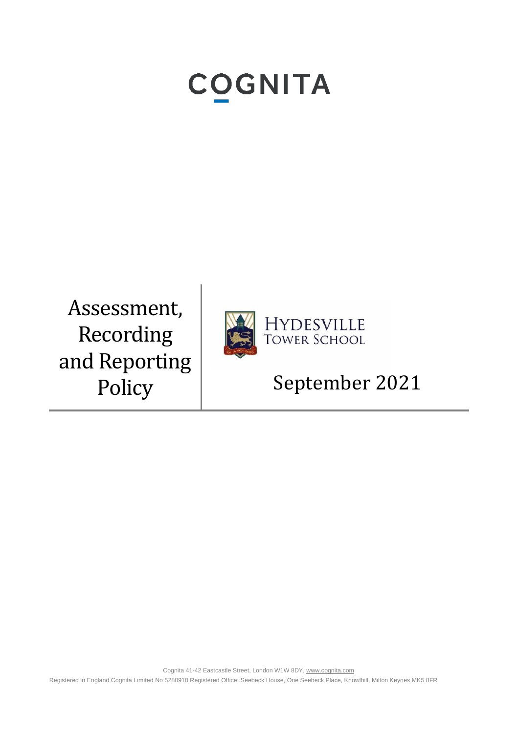# COGNITA

# Assessment, Recording and Reporting Policy

HYDESVILLE TOWER SCHOOL

September 2021

Cognita 41-42 Eastcastle Street, London W1W 8DY, www.cognita.com

Registered in England Cognita Limited No 5280910 Registered Office: Seebeck House, One Seebeck Place, Knowlhill, Milton Keynes MK5 8FR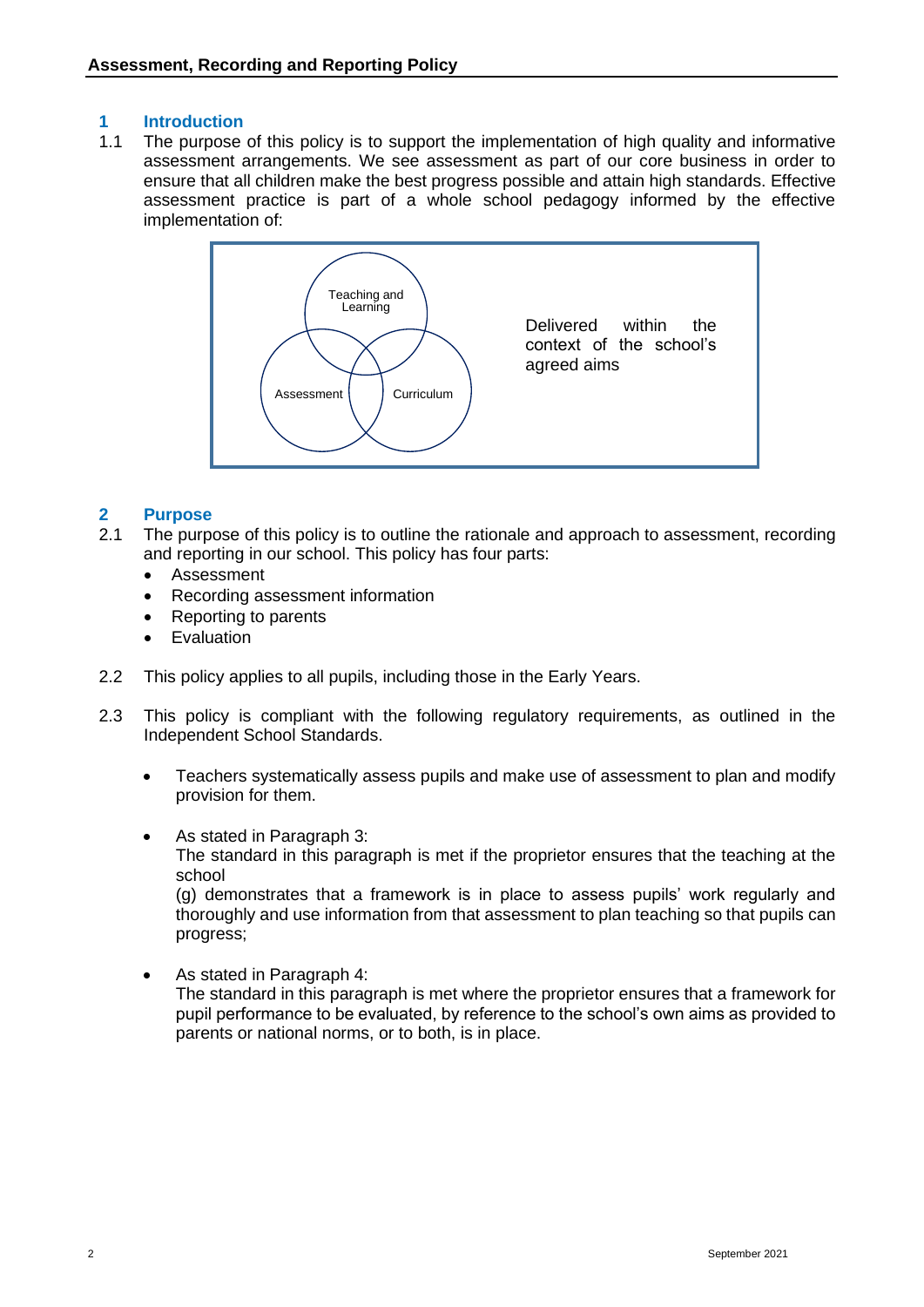## 1 Introduction

1.1 The purpose of this policy is to support the implementation of high quality and informative assessment arrangements. We see assessment as part of our core business in order to ensure that all children make the best progress possible and attain high standards. Effective assessment practice is part of a whole school pedagogy informed by the effective implementation of:

Teaching and Learning

Assessment

Curriculum

Delivered within the context of the school's agreed aims

## 2 Purpose

2.1 The purpose of this policy is to outline the rationale and approach to assessment, recording and reporting in our school. This policy has four parts:

- Assessment
- Recording assessment information
- Reporting to parents
- Evaluation

2.2 This policy applies to all pupils, including those in the Early Years.

2.3 This policy is compliant with the following regulatory requirements, as outlined in the Independent School Standards.

- Teachers systematically assess pupils and make use of assessment to plan and modify provision for them.

- As stated in Paragraph 3:
  The standard in this paragraph is met if the proprietor ensures that the teaching at the school
  (g) demonstrates that a framework is in place to assess pupils' work regularly and thoroughly and use information from that assessment to plan teaching so that pupils can progress;

- As stated in Paragraph 4:
  The standard in this paragraph is met where the proprietor ensures that a framework for pupil performance to be evaluated, by reference to the school's own aims as provided to parents or national norms, or to both, is in place.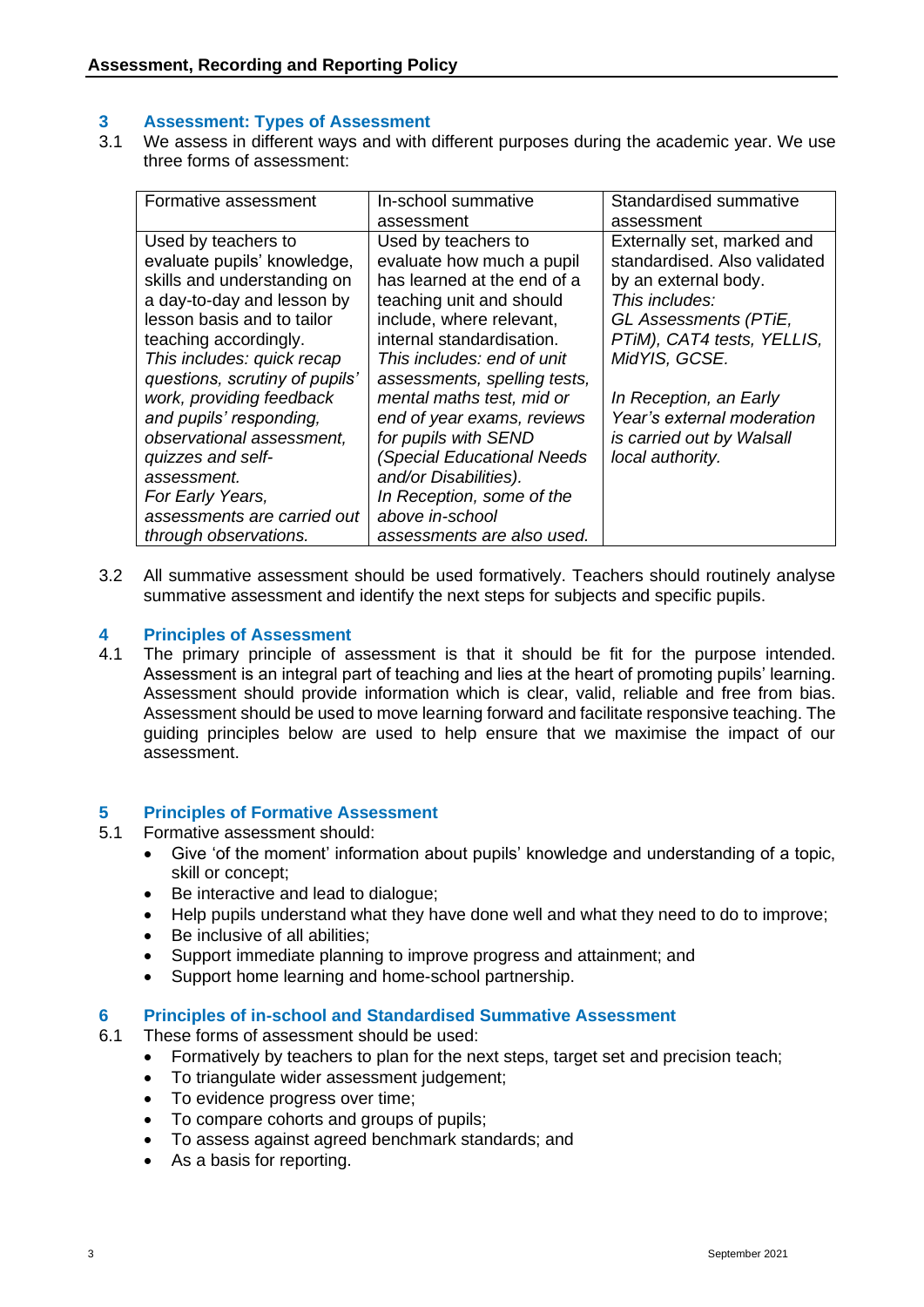## 3 Assessment: Types of Assessment

3.1 We assess in different ways and with different purposes during the academic year. We use three forms of assessment:

| Formative assessment | In-school summative assessment | Standardised summative assessment |
|---|---|---|
| Used by teachers to evaluate pupils' knowledge, skills and understanding on a day-to-day and lesson by lesson basis and to tailor teaching accordingly. *This includes: quick recap questions, scrutiny of pupils' work, providing feedback and pupils' responding, observational assessment, quizzes and self-assessment.* *For Early Years, assessments are carried out through observations.* | Used by teachers to evaluate how much a pupil has learned at the end of a teaching unit and should include, where relevant, internal standardisation. *This includes: end of unit assessments, spelling tests, mental maths test, mid or end of year exams, reviews for pupils with SEND (Special Educational Needs and/or Disabilities).* *In Reception, some of the above in-school assessments are also used.* | Externally set, marked and standardised. Also validated by an external body. *This includes:* *GL Assessments (PTiE, PTiM), CAT4 tests, YELLIS, MidYIS, GCSE.* *In Reception, an Early Year's external moderation is carried out by Walsall local authority.* |

3.2 All summative assessment should be used formatively. Teachers should routinely analyse summative assessment and identify the next steps for subjects and specific pupils.

## 4 Principles of Assessment

4.1 The primary principle of assessment is that it should be fit for the purpose intended. Assessment is an integral part of teaching and lies at the heart of promoting pupils' learning. Assessment should provide information which is clear, valid, reliable and free from bias. Assessment should be used to move learning forward and facilitate responsive teaching. The guiding principles below are used to help ensure that we maximise the impact of our assessment.

## 5 Principles of Formative Assessment

5.1 Formative assessment should:

- Give 'of the moment' information about pupils' knowledge and understanding of a topic, skill or concept;
- Be interactive and lead to dialogue;
- Help pupils understand what they have done well and what they need to do to improve;
- Be inclusive of all abilities;
- Support immediate planning to improve progress and attainment; and
- Support home learning and home-school partnership.

## 6 Principles of in-school and Standardised Summative Assessment

6.1 These forms of assessment should be used:

- Formatively by teachers to plan for the next steps, target set and precision teach;
- To triangulate wider assessment judgement;
- To evidence progress over time;
- To compare cohorts and groups of pupils;
- To assess against agreed benchmark standards; and
- As a basis for reporting.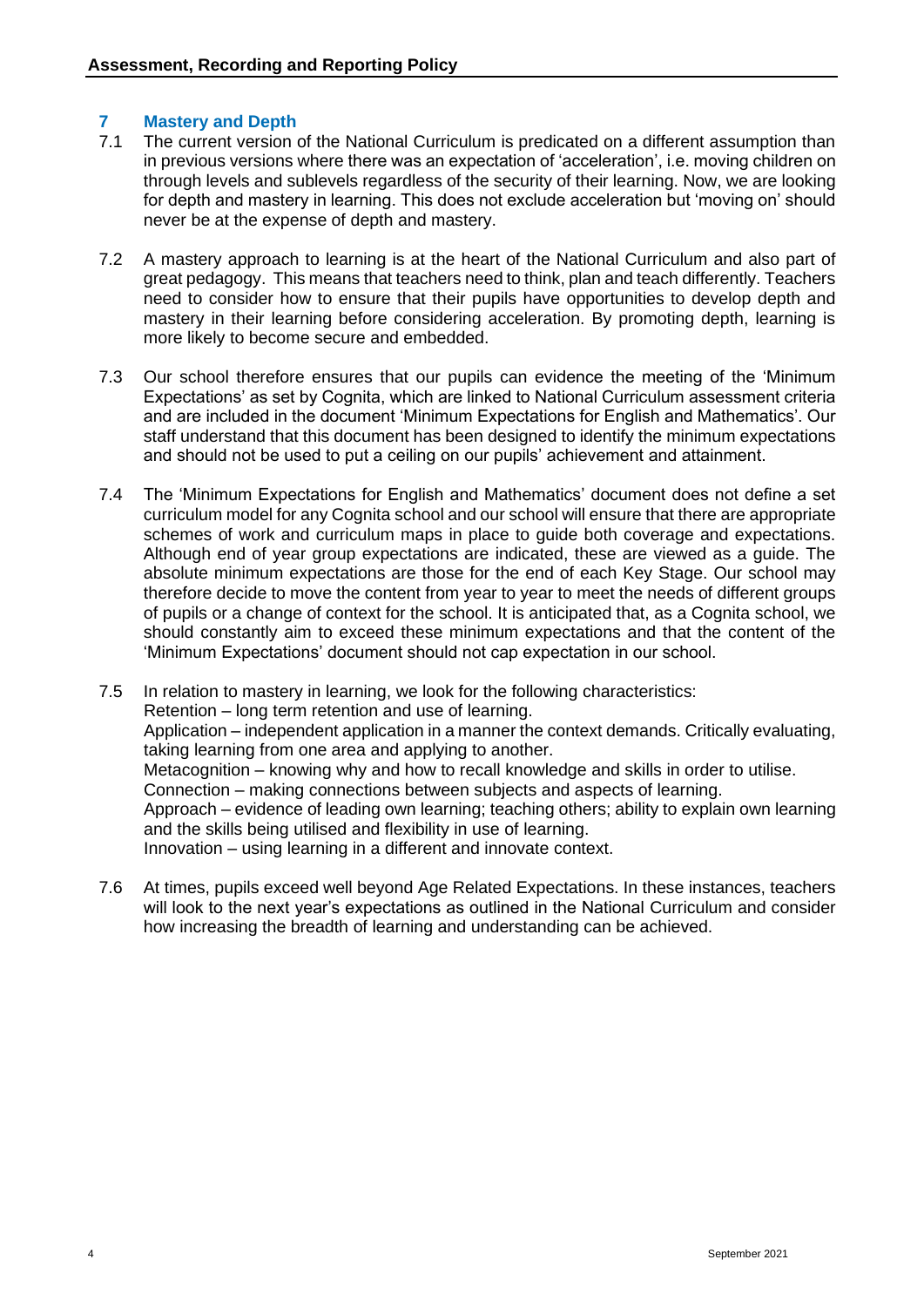## 7 Mastery and Depth

7.1 The current version of the National Curriculum is predicated on a different assumption than in previous versions where there was an expectation of 'acceleration', i.e. moving children on through levels and sublevels regardless of the security of their learning. Now, we are looking for depth and mastery in learning. This does not exclude acceleration but 'moving on' should never be at the expense of depth and mastery.

7.2 A mastery approach to learning is at the heart of the National Curriculum and also part of great pedagogy. This means that teachers need to think, plan and teach differently. Teachers need to consider how to ensure that their pupils have opportunities to develop depth and mastery in their learning before considering acceleration. By promoting depth, learning is more likely to become secure and embedded.

7.3 Our school therefore ensures that our pupils can evidence the meeting of the 'Minimum Expectations' as set by Cognita, which are linked to National Curriculum assessment criteria and are included in the document 'Minimum Expectations for English and Mathematics'. Our staff understand that this document has been designed to identify the minimum expectations and should not be used to put a ceiling on our pupils' achievement and attainment.

7.4 The 'Minimum Expectations for English and Mathematics' document does not define a set curriculum model for any Cognita school and our school will ensure that there are appropriate schemes of work and curriculum maps in place to guide both coverage and expectations. Although end of year group expectations are indicated, these are viewed as a guide. The absolute minimum expectations are those for the end of each Key Stage. Our school may therefore decide to move the content from year to year to meet the needs of different groups of pupils or a change of context for the school. It is anticipated that, as a Cognita school, we should constantly aim to exceed these minimum expectations and that the content of the 'Minimum Expectations' document should not cap expectation in our school.

7.5 In relation to mastery in learning, we look for the following characteristics:
Retention – long term retention and use of learning.
Application – independent application in a manner the context demands. Critically evaluating, taking learning from one area and applying to another.
Metacognition – knowing why and how to recall knowledge and skills in order to utilise.
Connection – making connections between subjects and aspects of learning.
Approach – evidence of leading own learning; teaching others; ability to explain own learning and the skills being utilised and flexibility in use of learning.
Innovation – using learning in a different and innovate context.

7.6 At times, pupils exceed well beyond Age Related Expectations. In these instances, teachers will look to the next year's expectations as outlined in the National Curriculum and consider how increasing the breadth of learning and understanding can be achieved.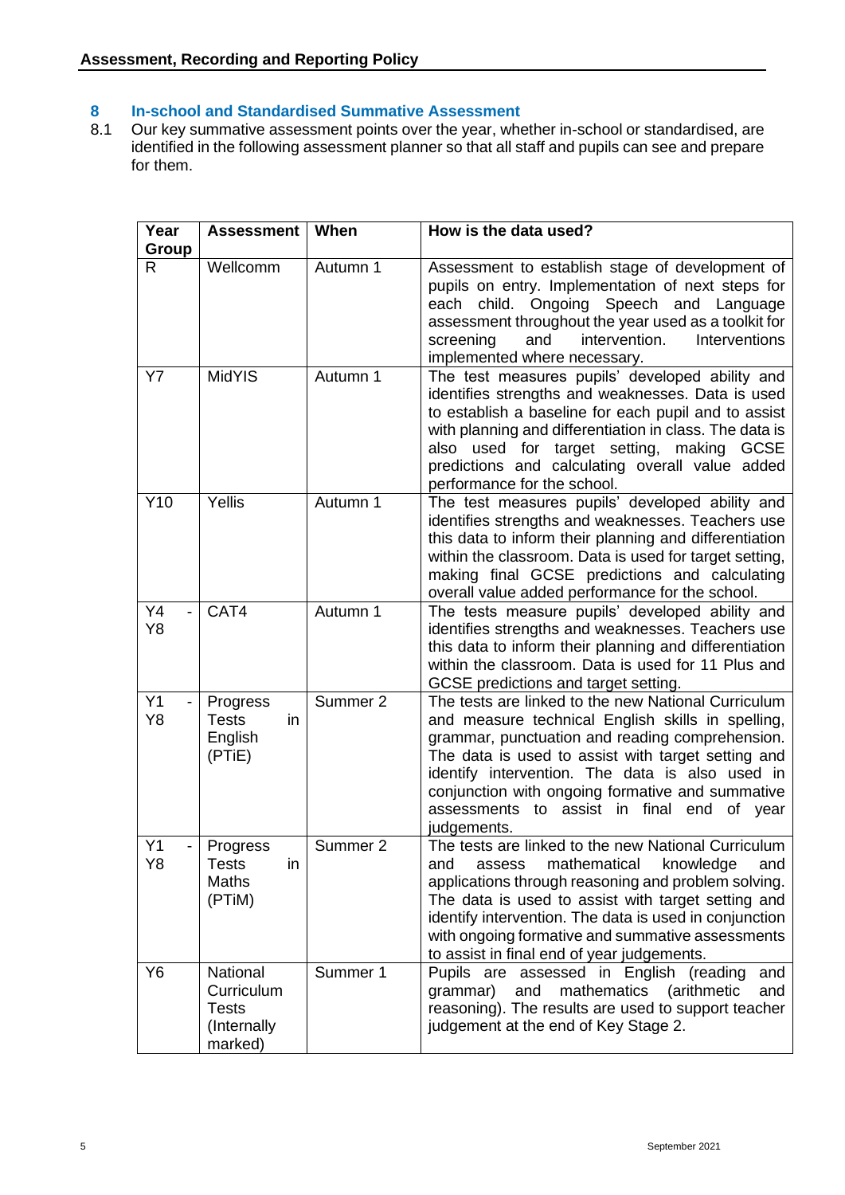## 8 In-school and Standardised Summative Assessment

8.1 Our key summative assessment points over the year, whether in-school or standardised, are identified in the following assessment planner so that all staff and pupils can see and prepare for them.

| Year Group | Assessment | When | How is the data used? |
|---|---|---|---|
| R | Wellcomm | Autumn 1 | Assessment to establish stage of development of pupils on entry. Implementation of next steps for each child. Ongoing Speech and Language assessment throughout the year used as a toolkit for screening and intervention. Interventions implemented where necessary. |
| Y7 | MidYIS | Autumn 1 | The test measures pupils' developed ability and identifies strengths and weaknesses. Data is used to establish a baseline for each pupil and to assist with planning and differentiation in class. The data is also used for target setting, making GCSE predictions and calculating overall value added performance for the school. |
| Y10 | Yellis | Autumn 1 | The test measures pupils' developed ability and identifies strengths and weaknesses. Teachers use this data to inform their planning and differentiation within the classroom. Data is used for target setting, making final GCSE predictions and calculating overall value added performance for the school. |
| Y4 - Y8 | CAT4 | Autumn 1 | The tests measure pupils' developed ability and identifies strengths and weaknesses. Teachers use this data to inform their planning and differentiation within the classroom. Data is used for 11 Plus and GCSE predictions and target setting. |
| Y1 - Y8 | Progress Tests in English (PTiE) | Summer 2 | The tests are linked to the new National Curriculum and measure technical English skills in spelling, grammar, punctuation and reading comprehension. The data is used to assist with target setting and identify intervention. The data is also used in conjunction with ongoing formative and summative assessments to assist in final end of year judgements. |
| Y1 - Y8 | Progress Tests in Maths (PTiM) | Summer 2 | The tests are linked to the new National Curriculum and assess mathematical knowledge and applications through reasoning and problem solving. The data is used to assist with target setting and identify intervention. The data is used in conjunction with ongoing formative and summative assessments to assist in final end of year judgements. |
| Y6 | National Curriculum Tests (Internally marked) | Summer 1 | Pupils are assessed in English (reading and grammar) and mathematics (arithmetic and reasoning). The results are used to support teacher judgement at the end of Key Stage 2. |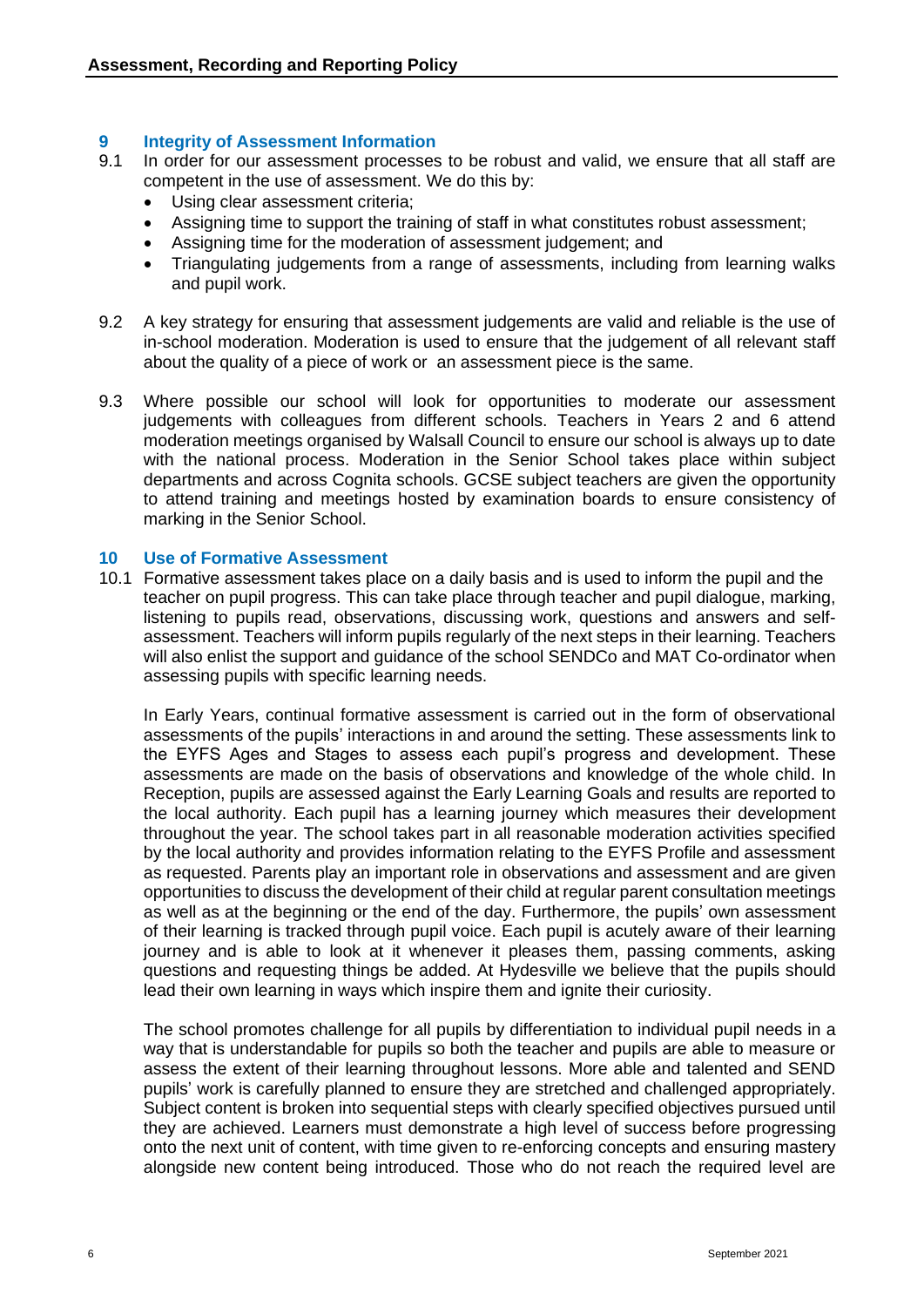## 9 Integrity of Assessment Information

9.1 In order for our assessment processes to be robust and valid, we ensure that all staff are competent in the use of assessment. We do this by:

- Using clear assessment criteria;
- Assigning time to support the training of staff in what constitutes robust assessment;
- Assigning time for the moderation of assessment judgement; and
- Triangulating judgements from a range of assessments, including from learning walks and pupil work.

9.2 A key strategy for ensuring that assessment judgements are valid and reliable is the use of in-school moderation. Moderation is used to ensure that the judgement of all relevant staff about the quality of a piece of work or an assessment piece is the same.

9.3 Where possible our school will look for opportunities to moderate our assessment judgements with colleagues from different schools. Teachers in Years 2 and 6 attend moderation meetings organised by Walsall Council to ensure our school is always up to date with the national process. Moderation in the Senior School takes place within subject departments and across Cognita schools. GCSE subject teachers are given the opportunity to attend training and meetings hosted by examination boards to ensure consistency of marking in the Senior School.

## 10 Use of Formative Assessment

10.1 Formative assessment takes place on a daily basis and is used to inform the pupil and the teacher on pupil progress. This can take place through teacher and pupil dialogue, marking, listening to pupils read, observations, discussing work, questions and answers and self-assessment. Teachers will inform pupils regularly of the next steps in their learning. Teachers will also enlist the support and guidance of the school SENDCo and MAT Co-ordinator when assessing pupils with specific learning needs.

In Early Years, continual formative assessment is carried out in the form of observational assessments of the pupils' interactions in and around the setting. These assessments link to the EYFS Ages and Stages to assess each pupil's progress and development. These assessments are made on the basis of observations and knowledge of the whole child. In Reception, pupils are assessed against the Early Learning Goals and results are reported to the local authority. Each pupil has a learning journey which measures their development throughout the year. The school takes part in all reasonable moderation activities specified by the local authority and provides information relating to the EYFS Profile and assessment as requested. Parents play an important role in observations and assessment and are given opportunities to discuss the development of their child at regular parent consultation meetings as well as at the beginning or the end of the day. Furthermore, the pupils' own assessment of their learning is tracked through pupil voice. Each pupil is acutely aware of their learning journey and is able to look at it whenever it pleases them, passing comments, asking questions and requesting things be added. At Hydesville we believe that the pupils should lead their own learning in ways which inspire them and ignite their curiosity.

The school promotes challenge for all pupils by differentiation to individual pupil needs in a way that is understandable for pupils so both the teacher and pupils are able to measure or assess the extent of their learning throughout lessons. More able and talented and SEND pupils' work is carefully planned to ensure they are stretched and challenged appropriately. Subject content is broken into sequential steps with clearly specified objectives pursued until they are achieved. Learners must demonstrate a high level of success before progressing onto the next unit of content, with time given to re-enforcing concepts and ensuring mastery alongside new content being introduced. Those who do not reach the required level are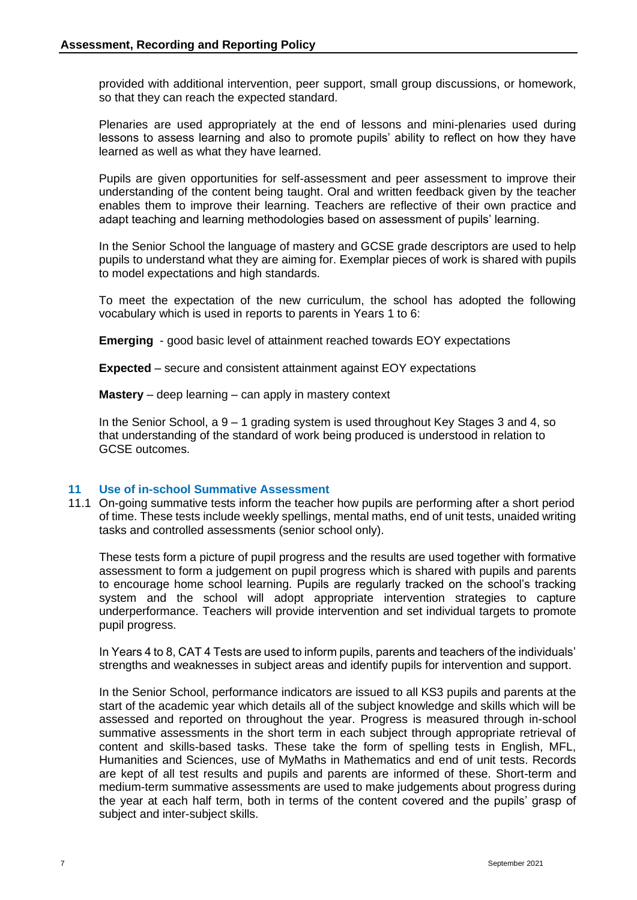provided with additional intervention, peer support, small group discussions, or homework, so that they can reach the expected standard.

Plenaries are used appropriately at the end of lessons and mini-plenaries used during lessons to assess learning and also to promote pupils' ability to reflect on how they have learned as well as what they have learned.

Pupils are given opportunities for self-assessment and peer assessment to improve their understanding of the content being taught. Oral and written feedback given by the teacher enables them to improve their learning. Teachers are reflective of their own practice and adapt teaching and learning methodologies based on assessment of pupils' learning.

In the Senior School the language of mastery and GCSE grade descriptors are used to help pupils to understand what they are aiming for. Exemplar pieces of work is shared with pupils to model expectations and high standards.

To meet the expectation of the new curriculum, the school has adopted the following vocabulary which is used in reports to parents in Years 1 to 6:

**Emerging** - good basic level of attainment reached towards EOY expectations

**Expected** – secure and consistent attainment against EOY expectations

**Mastery** – deep learning – can apply in mastery context

In the Senior School, a 9 – 1 grading system is used throughout Key Stages 3 and 4, so that understanding of the standard of work being produced is understood in relation to GCSE outcomes.

## 11 Use of in-school Summative Assessment

11.1 On-going summative tests inform the teacher how pupils are performing after a short period of time. These tests include weekly spellings, mental maths, end of unit tests, unaided writing tasks and controlled assessments (senior school only).

These tests form a picture of pupil progress and the results are used together with formative assessment to form a judgement on pupil progress which is shared with pupils and parents to encourage home school learning. Pupils are regularly tracked on the school's tracking system and the school will adopt appropriate intervention strategies to capture underperformance. Teachers will provide intervention and set individual targets to promote pupil progress.

In Years 4 to 8, CAT 4 Tests are used to inform pupils, parents and teachers of the individuals' strengths and weaknesses in subject areas and identify pupils for intervention and support.

In the Senior School, performance indicators are issued to all KS3 pupils and parents at the start of the academic year which details all of the subject knowledge and skills which will be assessed and reported on throughout the year. Progress is measured through in-school summative assessments in the short term in each subject through appropriate retrieval of content and skills-based tasks. These take the form of spelling tests in English, MFL, Humanities and Sciences, use of MyMaths in Mathematics and end of unit tests. Records are kept of all test results and pupils and parents are informed of these. Short-term and medium-term summative assessments are used to make judgements about progress during the year at each half term, both in terms of the content covered and the pupils' grasp of subject and inter-subject skills.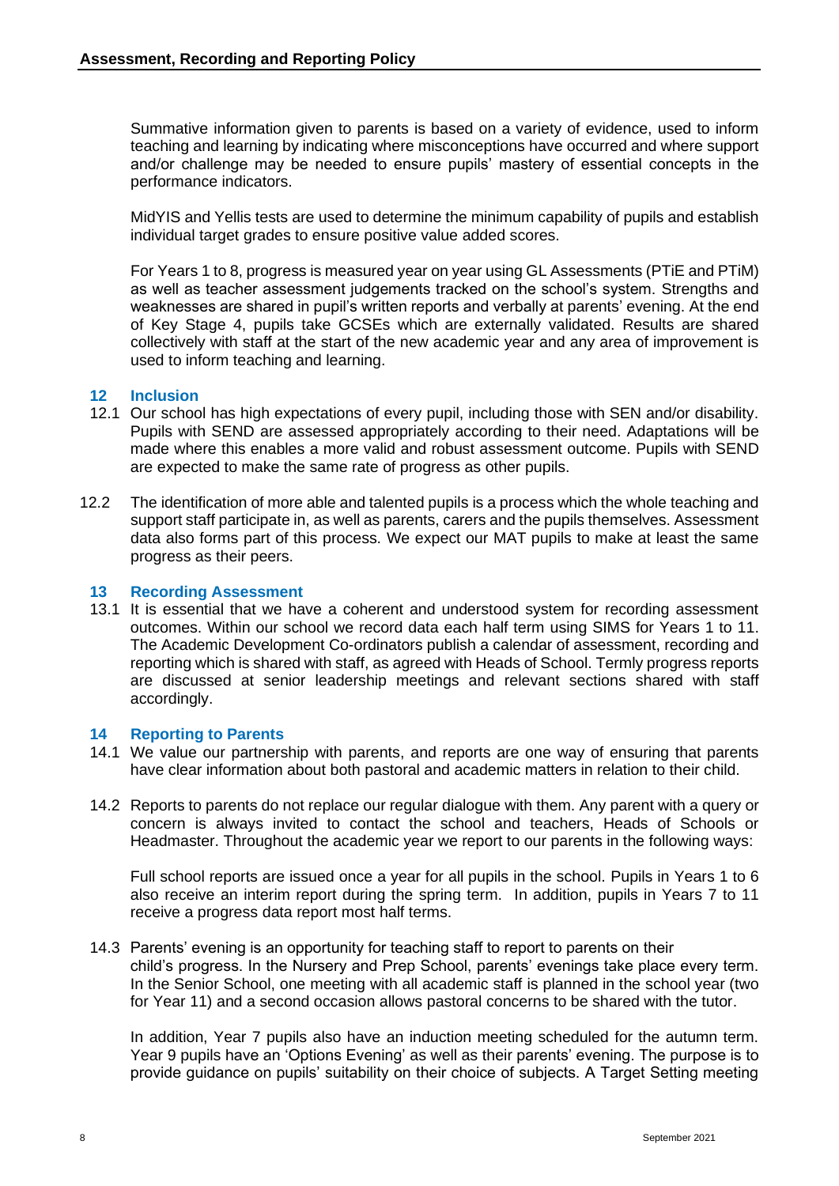Summative information given to parents is based on a variety of evidence, used to inform teaching and learning by indicating where misconceptions have occurred and where support and/or challenge may be needed to ensure pupils' mastery of essential concepts in the performance indicators.

MidYIS and Yellis tests are used to determine the minimum capability of pupils and establish individual target grades to ensure positive value added scores.

For Years 1 to 8, progress is measured year on year using GL Assessments (PTiE and PTiM) as well as teacher assessment judgements tracked on the school's system. Strengths and weaknesses are shared in pupil's written reports and verbally at parents' evening. At the end of Key Stage 4, pupils take GCSEs which are externally validated. Results are shared collectively with staff at the start of the new academic year and any area of improvement is used to inform teaching and learning.

## 12 Inclusion

12.1 Our school has high expectations of every pupil, including those with SEN and/or disability. Pupils with SEND are assessed appropriately according to their need. Adaptations will be made where this enables a more valid and robust assessment outcome. Pupils with SEND are expected to make the same rate of progress as other pupils.

12.2 The identification of more able and talented pupils is a process which the whole teaching and support staff participate in, as well as parents, carers and the pupils themselves. Assessment data also forms part of this process. We expect our MAT pupils to make at least the same progress as their peers.

## 13 Recording Assessment

13.1 It is essential that we have a coherent and understood system for recording assessment outcomes. Within our school we record data each half term using SIMS for Years 1 to 11. The Academic Development Co-ordinators publish a calendar of assessment, recording and reporting which is shared with staff, as agreed with Heads of School. Termly progress reports are discussed at senior leadership meetings and relevant sections shared with staff accordingly.

## 14 Reporting to Parents

14.1 We value our partnership with parents, and reports are one way of ensuring that parents have clear information about both pastoral and academic matters in relation to their child.

14.2 Reports to parents do not replace our regular dialogue with them. Any parent with a query or concern is always invited to contact the school and teachers, Heads of Schools or Headmaster. Throughout the academic year we report to our parents in the following ways:

Full school reports are issued once a year for all pupils in the school. Pupils in Years 1 to 6 also receive an interim report during the spring term. In addition, pupils in Years 7 to 11 receive a progress data report most half terms.

14.3 Parents' evening is an opportunity for teaching staff to report to parents on their child's progress. In the Nursery and Prep School, parents' evenings take place every term. In the Senior School, one meeting with all academic staff is planned in the school year (two for Year 11) and a second occasion allows pastoral concerns to be shared with the tutor.

In addition, Year 7 pupils also have an induction meeting scheduled for the autumn term. Year 9 pupils have an 'Options Evening' as well as their parents' evening. The purpose is to provide guidance on pupils' suitability on their choice of subjects. A Target Setting meeting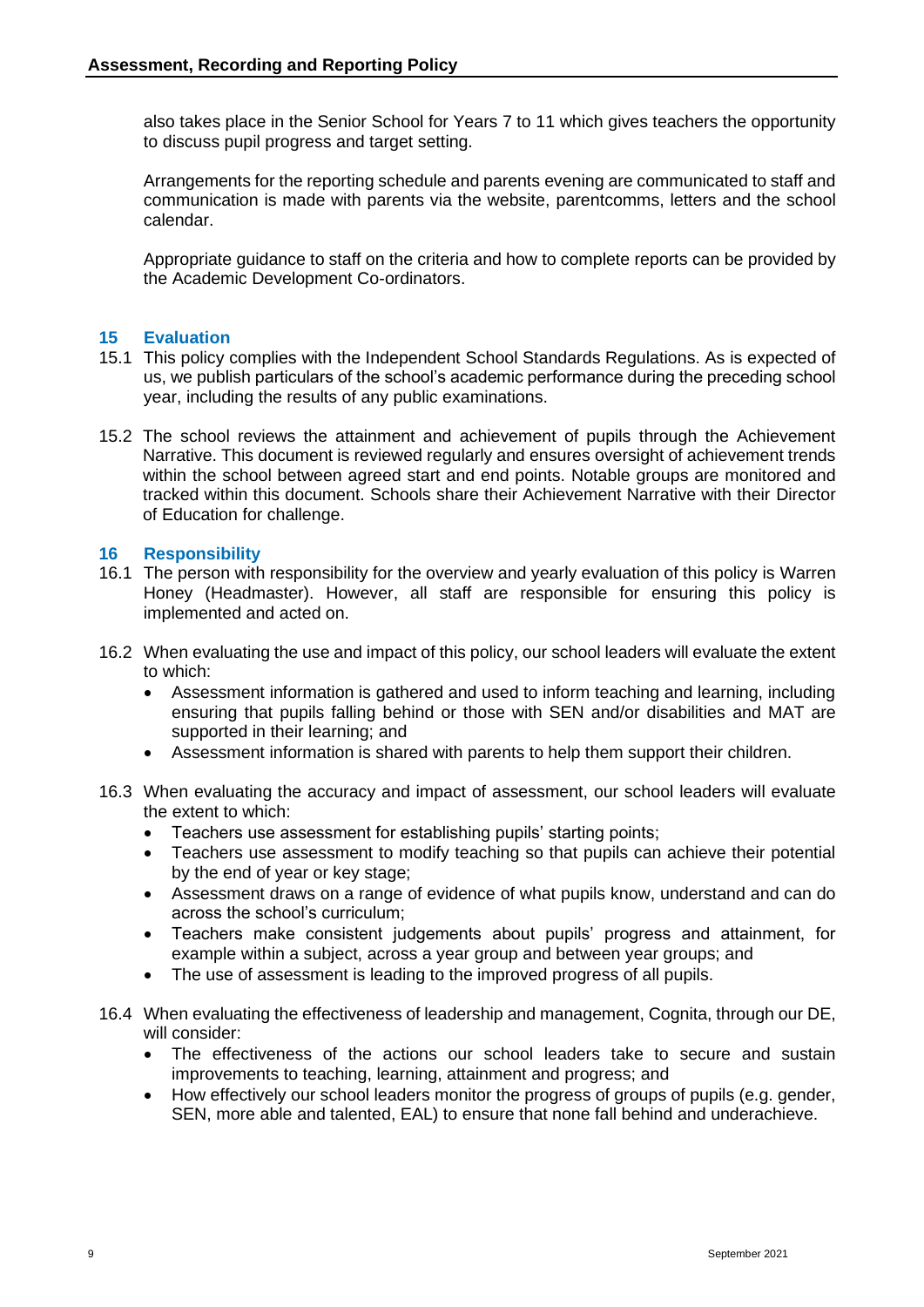also takes place in the Senior School for Years 7 to 11 which gives teachers the opportunity to discuss pupil progress and target setting.

Arrangements for the reporting schedule and parents evening are communicated to staff and communication is made with parents via the website, parentcomms, letters and the school calendar.

Appropriate guidance to staff on the criteria and how to complete reports can be provided by the Academic Development Co-ordinators.

## 15 Evaluation

15.1 This policy complies with the Independent School Standards Regulations. As is expected of us, we publish particulars of the school's academic performance during the preceding school year, including the results of any public examinations.

15.2 The school reviews the attainment and achievement of pupils through the Achievement Narrative. This document is reviewed regularly and ensures oversight of achievement trends within the school between agreed start and end points. Notable groups are monitored and tracked within this document. Schools share their Achievement Narrative with their Director of Education for challenge.

## 16 Responsibility

16.1 The person with responsibility for the overview and yearly evaluation of this policy is Warren Honey (Headmaster). However, all staff are responsible for ensuring this policy is implemented and acted on.

16.2 When evaluating the use and impact of this policy, our school leaders will evaluate the extent to which:

- Assessment information is gathered and used to inform teaching and learning, including ensuring that pupils falling behind or those with SEN and/or disabilities and MAT are supported in their learning; and
- Assessment information is shared with parents to help them support their children.

16.3 When evaluating the accuracy and impact of assessment, our school leaders will evaluate the extent to which:

- Teachers use assessment for establishing pupils' starting points;
- Teachers use assessment to modify teaching so that pupils can achieve their potential by the end of year or key stage;
- Assessment draws on a range of evidence of what pupils know, understand and can do across the school's curriculum;
- Teachers make consistent judgements about pupils' progress and attainment, for example within a subject, across a year group and between year groups; and
- The use of assessment is leading to the improved progress of all pupils.

16.4 When evaluating the effectiveness of leadership and management, Cognita, through our DE, will consider:

- The effectiveness of the actions our school leaders take to secure and sustain improvements to teaching, learning, attainment and progress; and
- How effectively our school leaders monitor the progress of groups of pupils (e.g. gender, SEN, more able and talented, EAL) to ensure that none fall behind and underachieve.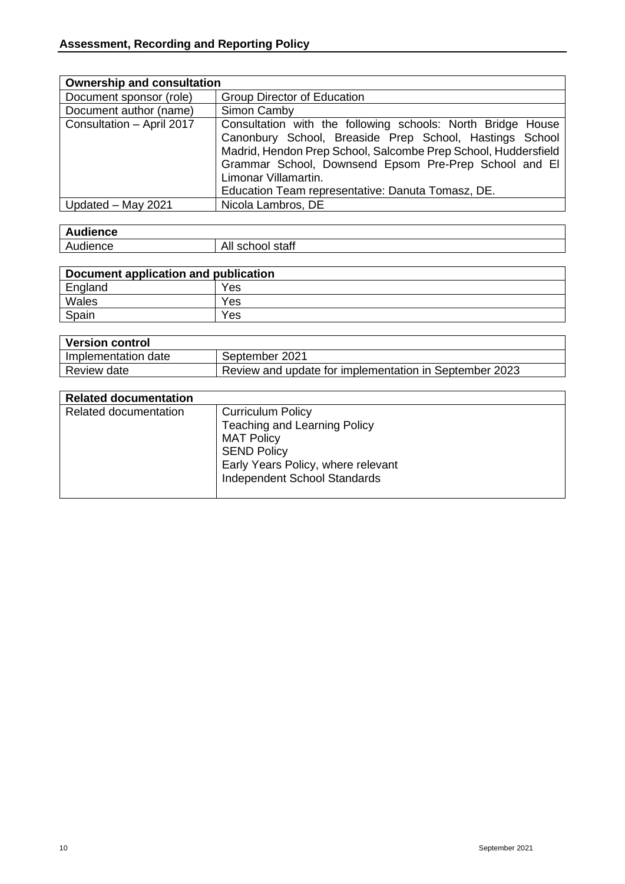| Ownership and consultation | |
|---|---|
| Document sponsor (role) | Group Director of Education |
| Document author (name) | Simon Camby |
| Consultation – April 2017 | Consultation with the following schools: North Bridge House Canonbury School, Breaside Prep School, Hastings School Madrid, Hendon Prep School, Salcombe Prep School, Huddersfield Grammar School, Downsend Epsom Pre-Prep School and El Limonar Villamartin.<br>Education Team representative: Danuta Tomasz, DE. |
| Updated – May 2021 | Nicola Lambros, DE |

| Audience | |
|---|---|
| Audience | All school staff |

| Document application and publication | |
|---|---|
| England | Yes |
| Wales | Yes |
| Spain | Yes |

| Version control | |
|---|---|
| Implementation date | September 2021 |
| Review date | Review and update for implementation in September 2023 |

| Related documentation | |
|---|---|
| Related documentation | Curriculum Policy<br>Teaching and Learning Policy<br>MAT Policy<br>SEND Policy<br>Early Years Policy, where relevant<br>Independent School Standards |